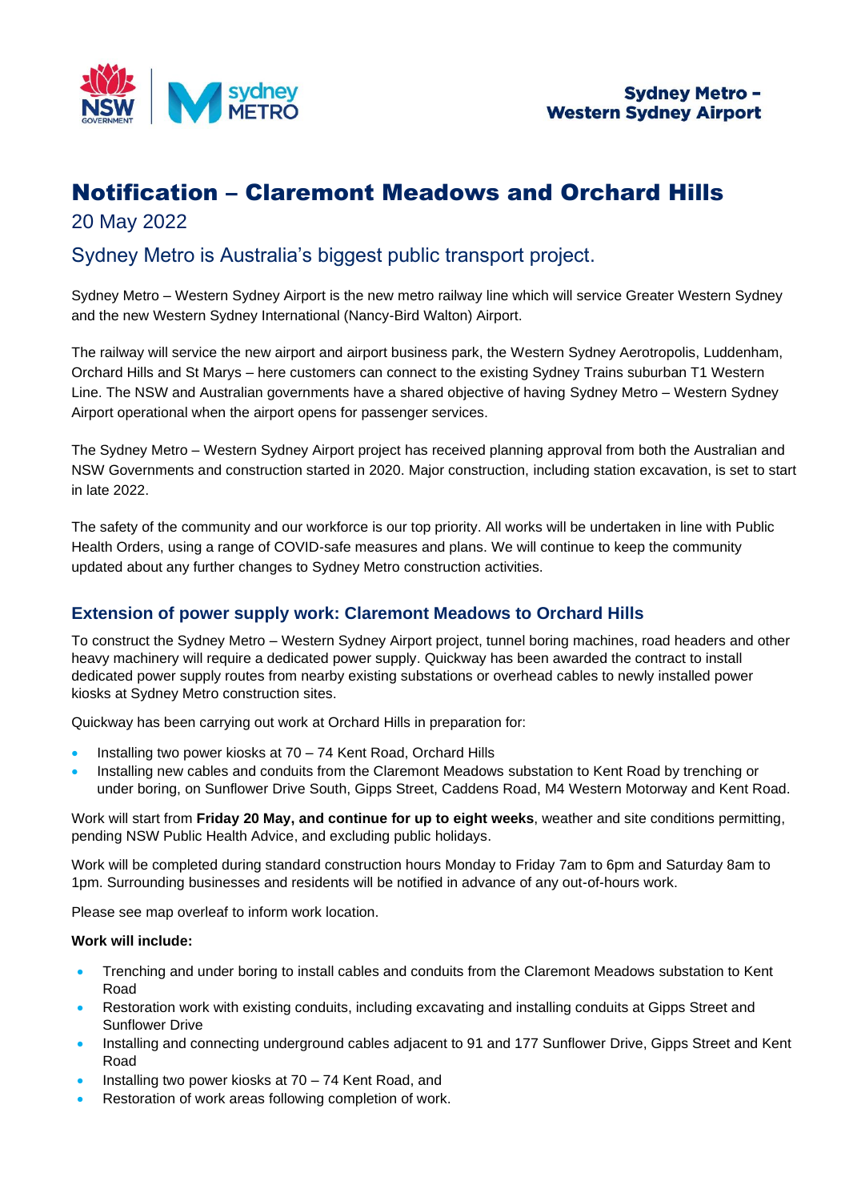Sydney Metro – Western Sydney Airport

# Notification – Claremont Meadows and Orchard Hills

20 May 2022

## Sydney Metro is Australia's biggest public transport project.

Sydney Metro – Western Sydney Airport is the new metro railway line which will service Greater Western Sydney and the new Western Sydney International (Nancy-Bird Walton) Airport.

The railway will service the new airport and airport business park, the Western Sydney Aerotropolis, Luddenham, Orchard Hills and St Marys – here customers can connect to the existing Sydney Trains suburban T1 Western Line. The NSW and Australian governments have a shared objective of having Sydney Metro – Western Sydney Airport operational when the airport opens for passenger services.

The Sydney Metro – Western Sydney Airport project has received planning approval from both the Australian and NSW Governments and construction started in 2020. Major construction, including station excavation, is set to start in late 2022.

The safety of the community and our workforce is our top priority. All works will be undertaken in line with Public Health Orders, using a range of COVID-safe measures and plans. We will continue to keep the community updated about any further changes to Sydney Metro construction activities.

### Extension of power supply work: Claremont Meadows to Orchard Hills

To construct the Sydney Metro – Western Sydney Airport project, tunnel boring machines, road headers and other heavy machinery will require a dedicated power supply. Quickway has been awarded the contract to install dedicated power supply routes from nearby existing substations or overhead cables to newly installed power kiosks at Sydney Metro construction sites.

Quickway has been carrying out work at Orchard Hills in preparation for:

- Installing two power kiosks at 70 – 74 Kent Road, Orchard Hills
- Installing new cables and conduits from the Claremont Meadows substation to Kent Road by trenching or under boring, on Sunflower Drive South, Gipps Street, Caddens Road, M4 Western Motorway and Kent Road.

Work will start from **Friday 20 May, and continue for up to eight weeks**, weather and site conditions permitting, pending NSW Public Health Advice, and excluding public holidays.

Work will be completed during standard construction hours Monday to Friday 7am to 6pm and Saturday 8am to 1pm. Surrounding businesses and residents will be notified in advance of any out-of-hours work.

Please see map overleaf to inform work location.

**Work will include:**

- Trenching and under boring to install cables and conduits from the Claremont Meadows substation to Kent Road
- Restoration work with existing conduits, including excavating and installing conduits at Gipps Street and Sunflower Drive
- Installing and connecting underground cables adjacent to 91 and 177 Sunflower Drive, Gipps Street and Kent Road
- Installing two power kiosks at 70 – 74 Kent Road, and
- Restoration of work areas following completion of work.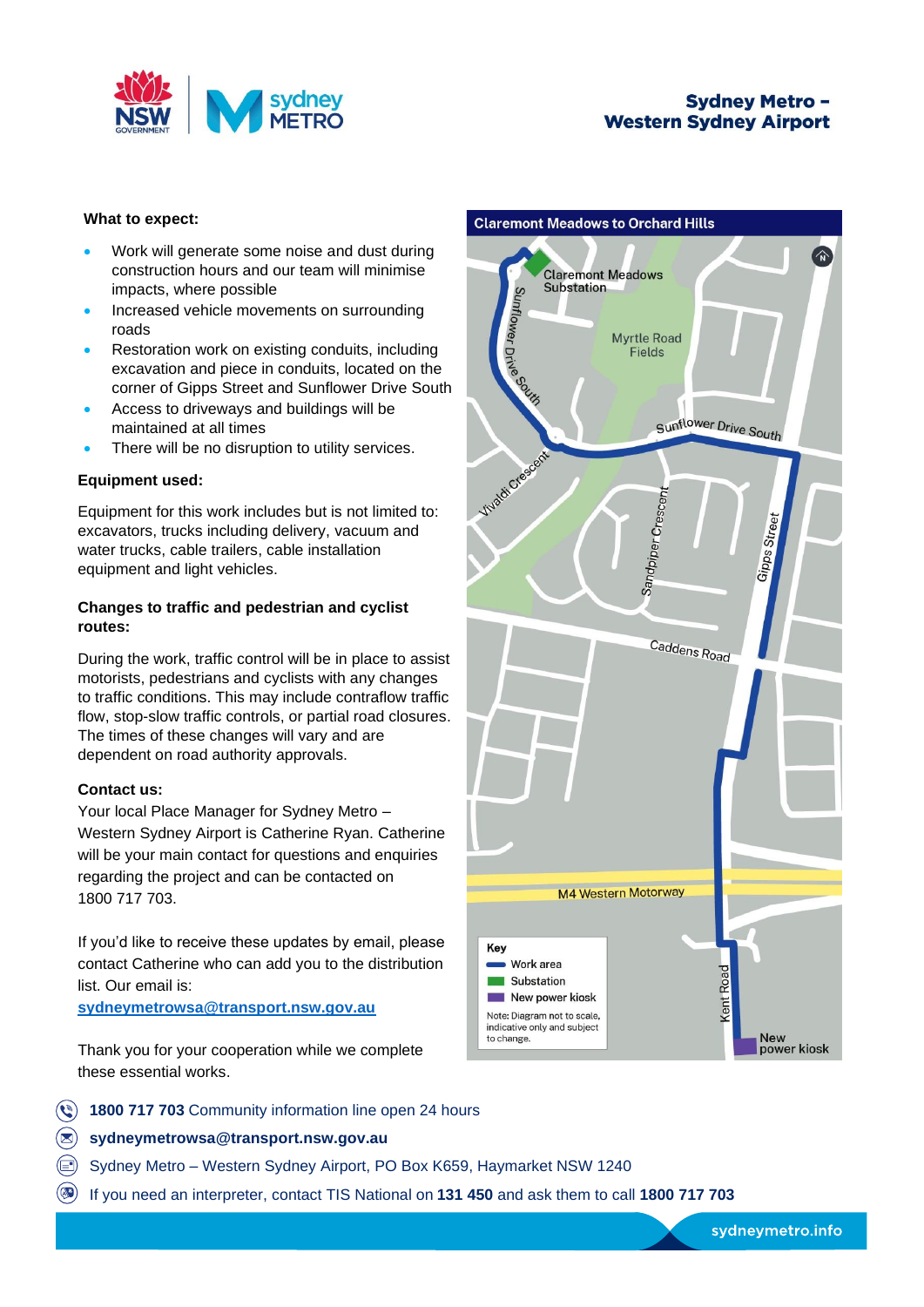**Sydney Metro – Western Sydney Airport**

**What to expect:**

- Work will generate some noise and dust during construction hours and our team will minimise impacts, where possible
- Increased vehicle movements on surrounding roads
- Restoration work on existing conduits, including excavation and piece in conduits, located on the corner of Gipps Street and Sunflower Drive South
- Access to driveways and buildings will be maintained at all times
- There will be no disruption to utility services.

**Equipment used:**

Equipment for this work includes but is not limited to: excavators, trucks including delivery, vacuum and water trucks, cable trailers, cable installation equipment and light vehicles.

**Changes to traffic and pedestrian and cyclist routes:**

During the work, traffic control will be in place to assist motorists, pedestrians and cyclists with any changes to traffic conditions. This may include contraflow traffic flow, stop-slow traffic controls, or partial road closures. The times of these changes will vary and are dependent on road authority approvals.

**Contact us:**

Your local Place Manager for Sydney Metro – Western Sydney Airport is Catherine Ryan. Catherine will be your main contact for questions and enquiries regarding the project and can be contacted on 1800 717 703.

If you'd like to receive these updates by email, please contact Catherine who can add you to the distribution list. Our email is: **sydneymetrowsa@transport.nsw.gov.au**

Thank you for your cooperation while we complete these essential works.

**Claremont Meadows to Orchard Hills**

Claremont Meadows Substation
Myrtle Road Fields
Sunflower Drive South
Vivaldi Crescent
Sandpiper Crescent
Gipps Street
Caddens Road
M4 Western Motorway
Kent Road
New power kiosk

Key
Work area
Substation
New power kiosk
Note: Diagram not to scale, indicative only and subject to change.

**1800 717 703** Community information line open 24 hours

**sydneymetrowsa@transport.nsw.gov.au**

Sydney Metro – Western Sydney Airport, PO Box K659, Haymarket NSW 1240

If you need an interpreter, contact TIS National on **131 450** and ask them to call **1800 717 703**

sydneymetro.info